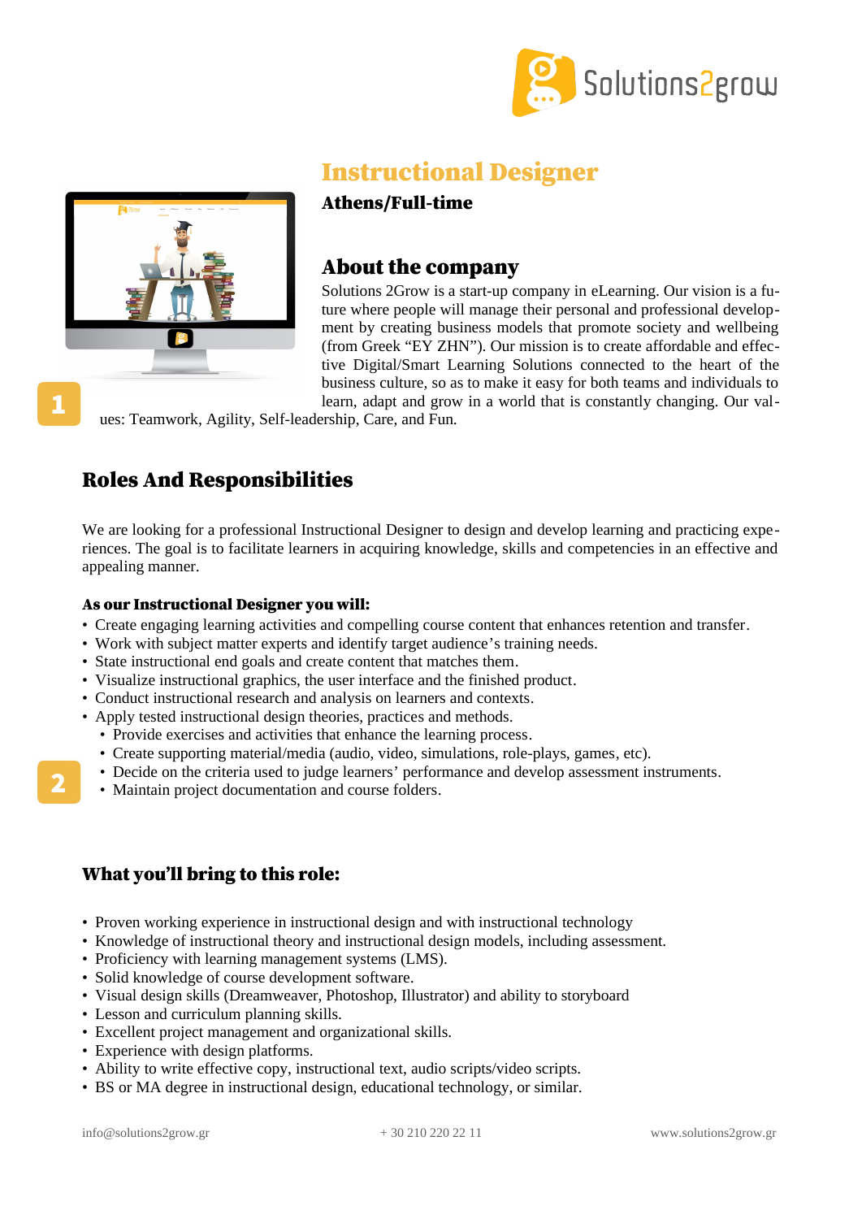# Instructional Designer

**Athens/Full-time**

## About the company

Solutions 2Grow is a start-up company in eLearning. Our vision is a future where people will manage their personal and professional development by creating business models that promote society and wellbeing (from Greek “EY ZHN”). Our mission is to create affordable and effective Digital/Smart Learning Solutions connected to the heart of the business culture, so as to make it easy for both teams and individuals to learn, adapt and grow in a world that is constantly changing. Our values: Teamwork, Agility, Self-leadership, Care, and Fun.

## Roles And Responsibilities

We are looking for a professional Instructional Designer to design and develop learning and practicing experiences. The goal is to facilitate learners in acquiring knowledge, skills and competencies in an effective and appealing manner.

**As our Instructional Designer you will:**

- Create engaging learning activities and compelling course content that enhances retention and transfer.
- Work with subject matter experts and identify target audience’s training needs.
- State instructional end goals and create content that matches them.
- Visualize instructional graphics, the user interface and the finished product.
- Conduct instructional research and analysis on learners and contexts.
- Apply tested instructional design theories, practices and methods.
  - Provide exercises and activities that enhance the learning process.
  - Create supporting material/media (audio, video, simulations, role-plays, games, etc).
  - Decide on the criteria used to judge learners’ performance and develop assessment instruments.
  - Maintain project documentation and course folders.

## What you’ll bring to this role:

- Proven working experience in instructional design and with instructional technology
- Knowledge of instructional theory and instructional design models, including assessment.
- Proficiency with learning management systems (LMS).
- Solid knowledge of course development software.
- Visual design skills (Dreamweaver, Photoshop, Illustrator) and ability to storyboard
- Lesson and curriculum planning skills.
- Excellent project management and organizational skills.
- Experience with design platforms.
- Ability to write effective copy, instructional text, audio scripts/video scripts.
- BS or MA degree in instructional design, educational technology, or similar.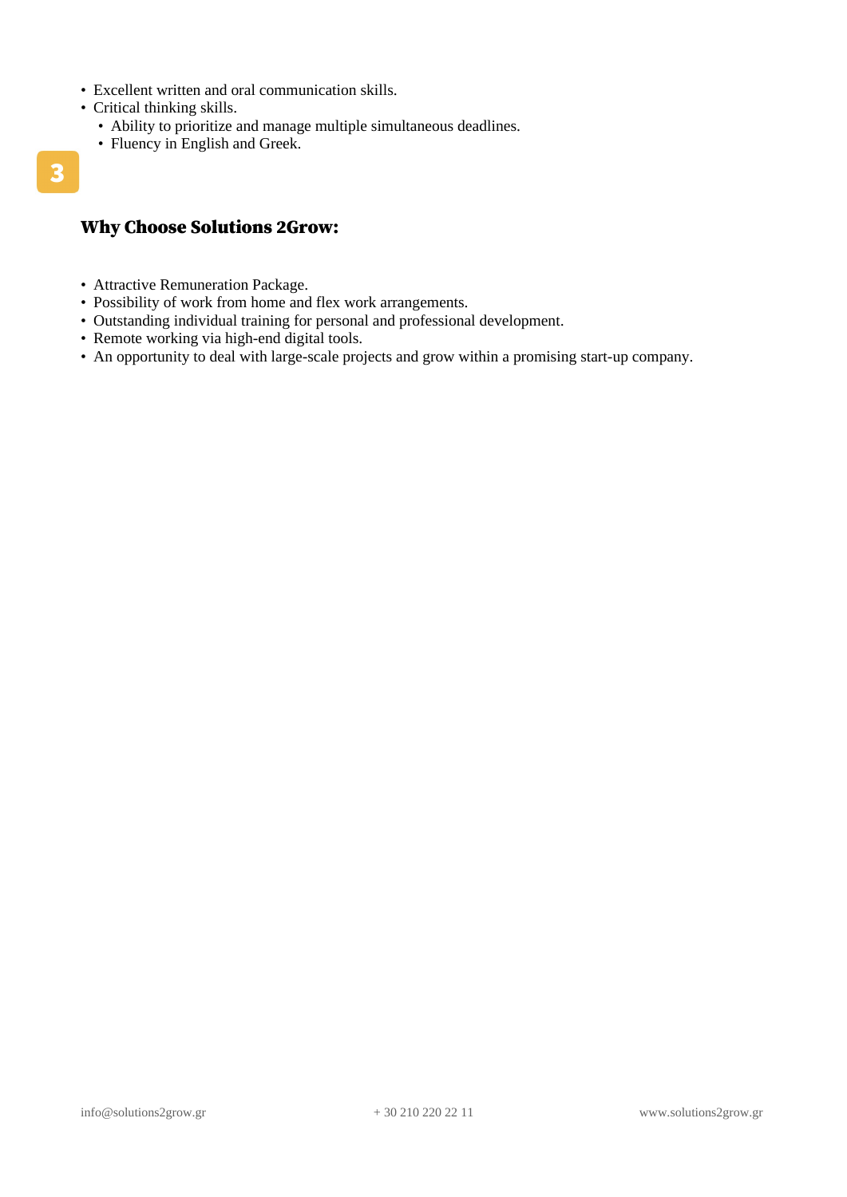- Excellent written and oral communication skills.
- Critical thinking skills.
  - Ability to prioritize and manage multiple simultaneous deadlines.
  - Fluency in English and Greek.

3

## Why Choose Solutions 2Grow:

- Attractive Remuneration Package.
- Possibility of work from home and flex work arrangements.
- Outstanding individual training for personal and professional development.
- Remote working via high-end digital tools.
- An opportunity to deal with large-scale projects and grow within a promising start-up company.

info@solutions2grow.gr + 30 210 220 22 11 www.solutions2grow.gr